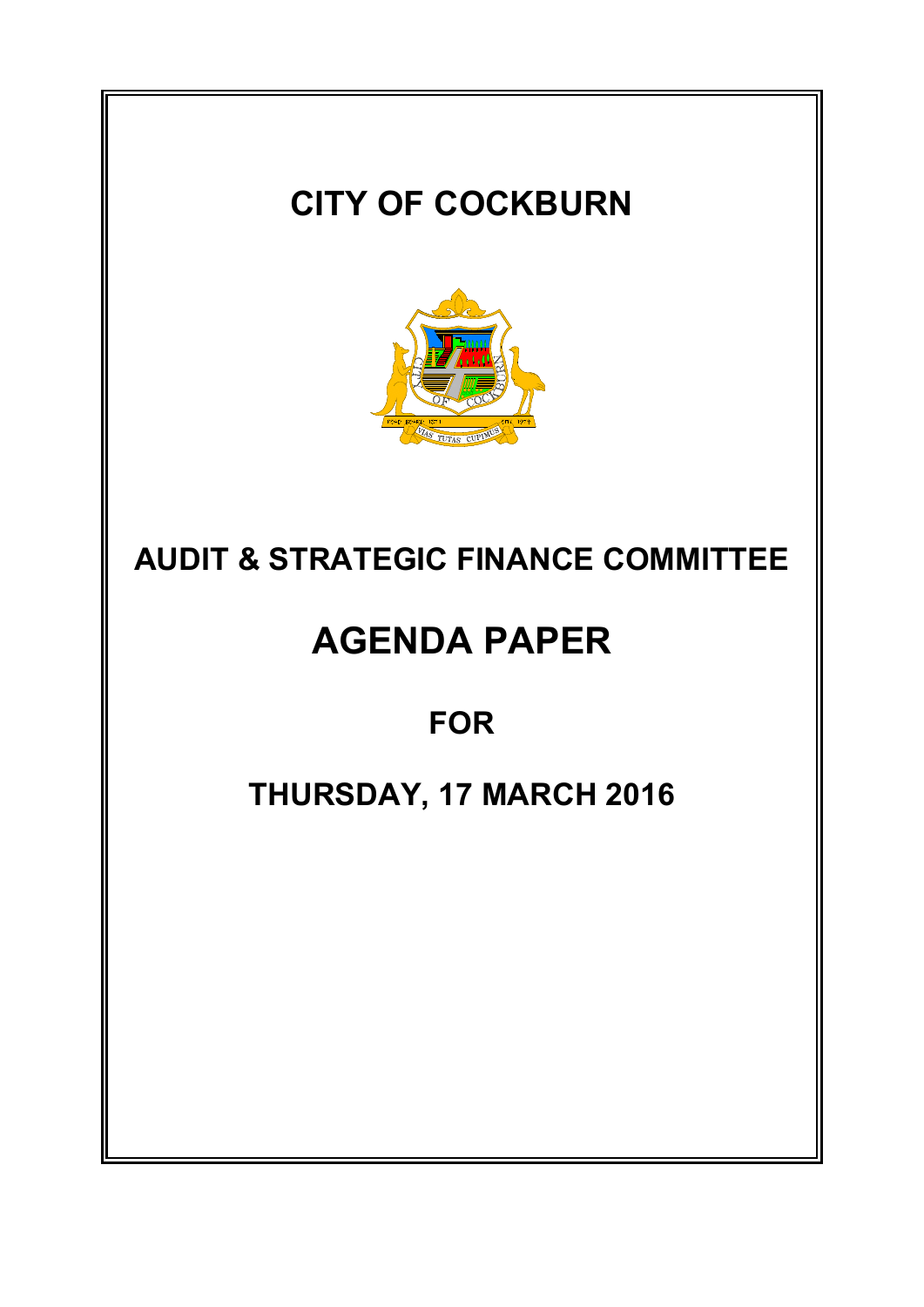# CITY OF COCKBURN

## AUDIT & STRATEGIC FINANCE COMMITTEE

# AGENDA PAPER

## FOR

## THURSDAY, 17 MARCH 2016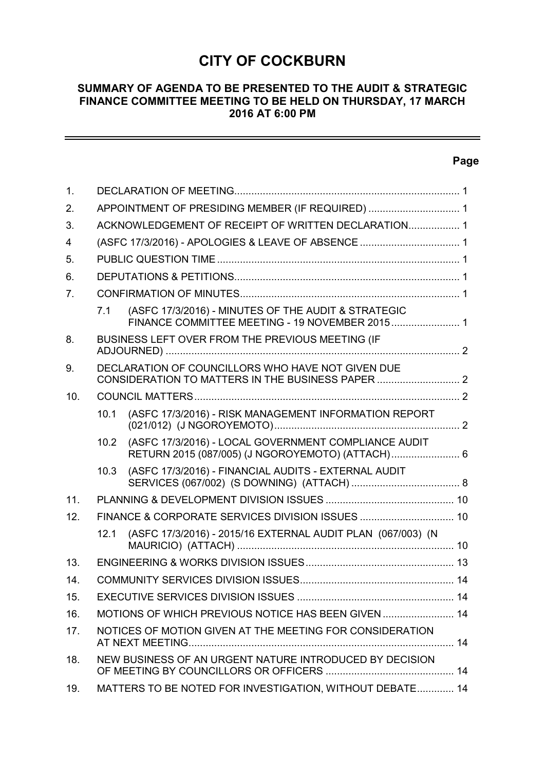# CITY OF COCKBURN

## SUMMARY OF AGENDA TO BE PRESENTED TO THE AUDIT & STRATEGIC FINANCE COMMITTEE MEETING TO BE HELD ON THURSDAY, 17 MARCH 2016 AT 6:00 PM

| | | | Page |
|---|---|---|---|
| 1. | DECLARATION OF MEETING | | 1 |
| 2. | APPOINTMENT OF PRESIDING MEMBER (IF REQUIRED) | | 1 |
| 3. | ACKNOWLEDGEMENT OF RECEIPT OF WRITTEN DECLARATION | | 1 |
| 4 | (ASFC 17/3/2016) - APOLOGIES & LEAVE OF ABSENCE | | 1 |
| 5. | PUBLIC QUESTION TIME | | 1 |
| 6. | DEPUTATIONS & PETITIONS | | 1 |
| 7. | CONFIRMATION OF MINUTES | | 1 |
| | 7.1 | (ASFC 17/3/2016) - MINUTES OF THE AUDIT & STRATEGIC FINANCE COMMITTEE MEETING - 19 NOVEMBER 2015 | 1 |
| 8. | BUSINESS LEFT OVER FROM THE PREVIOUS MEETING (IF ADJOURNED) | | 2 |
| 9. | DECLARATION OF COUNCILLORS WHO HAVE NOT GIVEN DUE CONSIDERATION TO MATTERS IN THE BUSINESS PAPER | | 2 |
| 10. | COUNCIL MATTERS | | 2 |
| | 10.1 | (ASFC 17/3/2016) - RISK MANAGEMENT INFORMATION REPORT (021/012) (J NGOROYEMOTO) | 2 |
| | 10.2 | (ASFC 17/3/2016) - LOCAL GOVERNMENT COMPLIANCE AUDIT RETURN 2015 (087/005) (J NGOROYEMOTO) (ATTACH) | 6 |
| | 10.3 | (ASFC 17/3/2016) - FINANCIAL AUDITS - EXTERNAL AUDIT SERVICES (067/002) (S DOWNING) (ATTACH) | 8 |
| 11. | PLANNING & DEVELOPMENT DIVISION ISSUES | | 10 |
| 12. | FINANCE & CORPORATE SERVICES DIVISION ISSUES | | 10 |
| | 12.1 | (ASFC 17/3/2016) - 2015/16 EXTERNAL AUDIT PLAN (067/003) (N MAURICIO) (ATTACH) | 10 |
| 13. | ENGINEERING & WORKS DIVISION ISSUES | | 13 |
| 14. | COMMUNITY SERVICES DIVISION ISSUES | | 14 |
| 15. | EXECUTIVE SERVICES DIVISION ISSUES | | 14 |
| 16. | MOTIONS OF WHICH PREVIOUS NOTICE HAS BEEN GIVEN | | 14 |
| 17. | NOTICES OF MOTION GIVEN AT THE MEETING FOR CONSIDERATION AT NEXT MEETING | | 14 |
| 18. | NEW BUSINESS OF AN URGENT NATURE INTRODUCED BY DECISION OF MEETING BY COUNCILLORS OR OFFICERS | | 14 |
| 19. | MATTERS TO BE NOTED FOR INVESTIGATION, WITHOUT DEBATE | | 14 |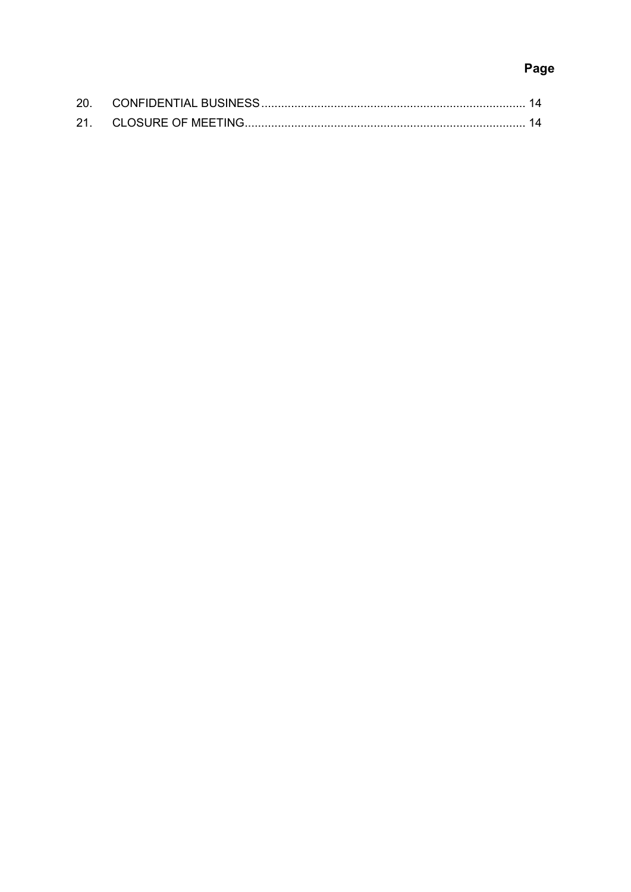| | | Page |
|---|---|---|
| 20. | CONFIDENTIAL BUSINESS | 14 |
| 21. | CLOSURE OF MEETING | 14 |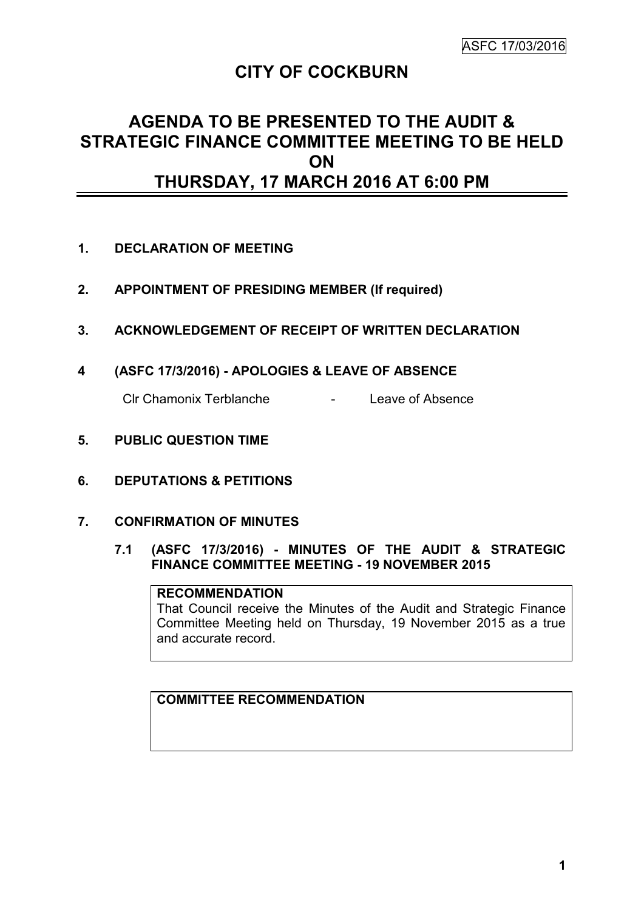# CITY OF COCKBURN

## AGENDA TO BE PRESENTED TO THE AUDIT & STRATEGIC FINANCE COMMITTEE MEETING TO BE HELD ON THURSDAY, 17 MARCH 2016 AT 6:00 PM

**1. DECLARATION OF MEETING**

**2. APPOINTMENT OF PRESIDING MEMBER (If required)**

**3. ACKNOWLEDGEMENT OF RECEIPT OF WRITTEN DECLARATION**

**4 (ASFC 17/3/2016) - APOLOGIES & LEAVE OF ABSENCE**

Clr Chamonix Terblanche - Leave of Absence

**5. PUBLIC QUESTION TIME**

**6. DEPUTATIONS & PETITIONS**

**7. CONFIRMATION OF MINUTES**

**7.1 (ASFC 17/3/2016) - MINUTES OF THE AUDIT & STRATEGIC FINANCE COMMITTEE MEETING - 19 NOVEMBER 2015**

**RECOMMENDATION**
That Council receive the Minutes of the Audit and Strategic Finance Committee Meeting held on Thursday, 19 November 2015 as a true and accurate record.

**COMMITTEE RECOMMENDATION**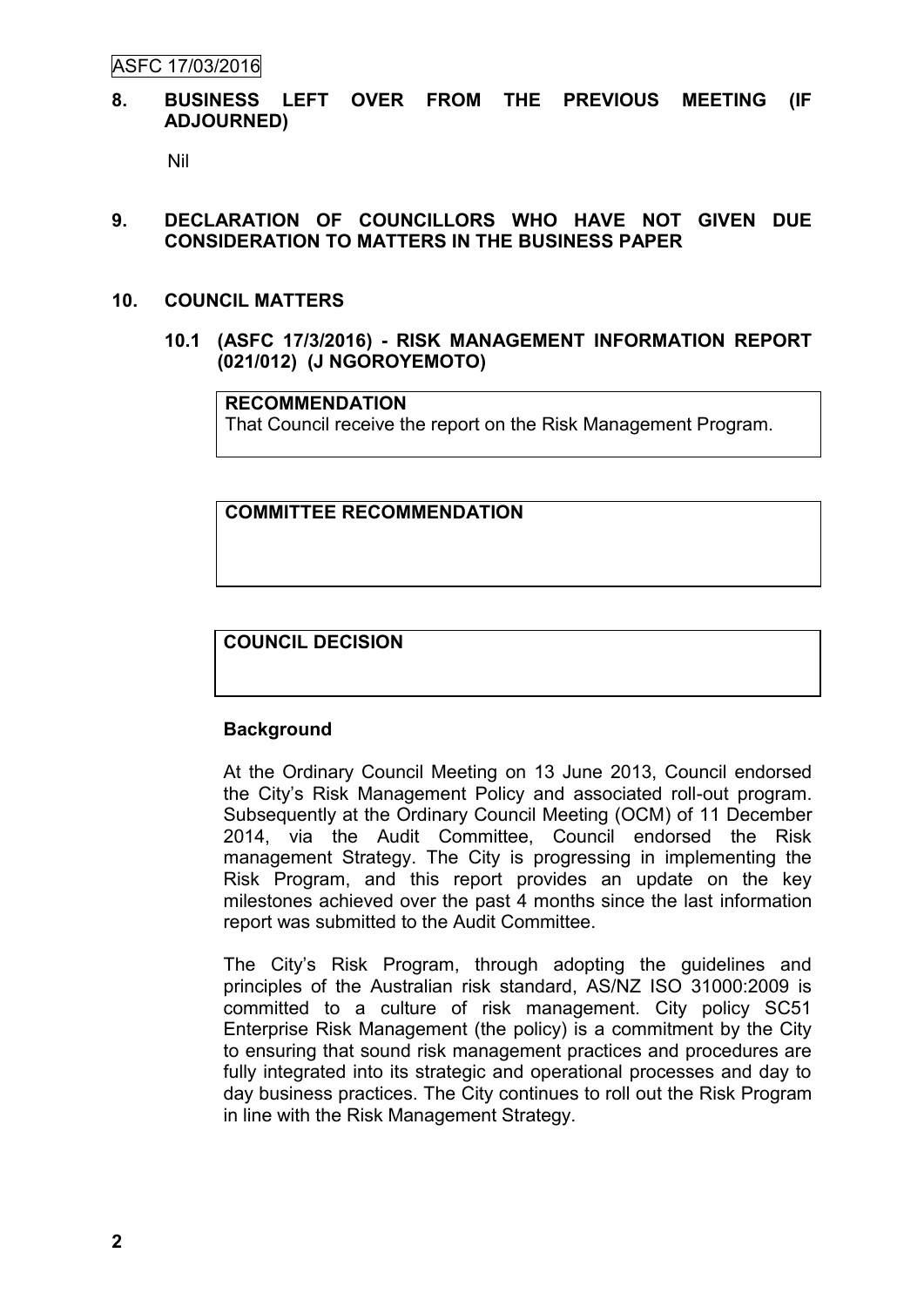## 8. BUSINESS LEFT OVER FROM THE PREVIOUS MEETING (IF ADJOURNED)

Nil

## 9. DECLARATION OF COUNCILLORS WHO HAVE NOT GIVEN DUE CONSIDERATION TO MATTERS IN THE BUSINESS PAPER

## 10. COUNCIL MATTERS

### 10.1 (ASFC 17/3/2016) - RISK MANAGEMENT INFORMATION REPORT (021/012) (J NGOROYEMOTO)

**RECOMMENDATION**

That Council receive the report on the Risk Management Program.

**COMMITTEE RECOMMENDATION**

**COUNCIL DECISION**

**Background**

At the Ordinary Council Meeting on 13 June 2013, Council endorsed the City's Risk Management Policy and associated roll-out program. Subsequently at the Ordinary Council Meeting (OCM) of 11 December 2014, via the Audit Committee, Council endorsed the Risk management Strategy. The City is progressing in implementing the Risk Program, and this report provides an update on the key milestones achieved over the past 4 months since the last information report was submitted to the Audit Committee.

The City's Risk Program, through adopting the guidelines and principles of the Australian risk standard, AS/NZ ISO 31000:2009 is committed to a culture of risk management. City policy SC51 Enterprise Risk Management (the policy) is a commitment by the City to ensuring that sound risk management practices and procedures are fully integrated into its strategic and operational processes and day to day business practices. The City continues to roll out the Risk Program in line with the Risk Management Strategy.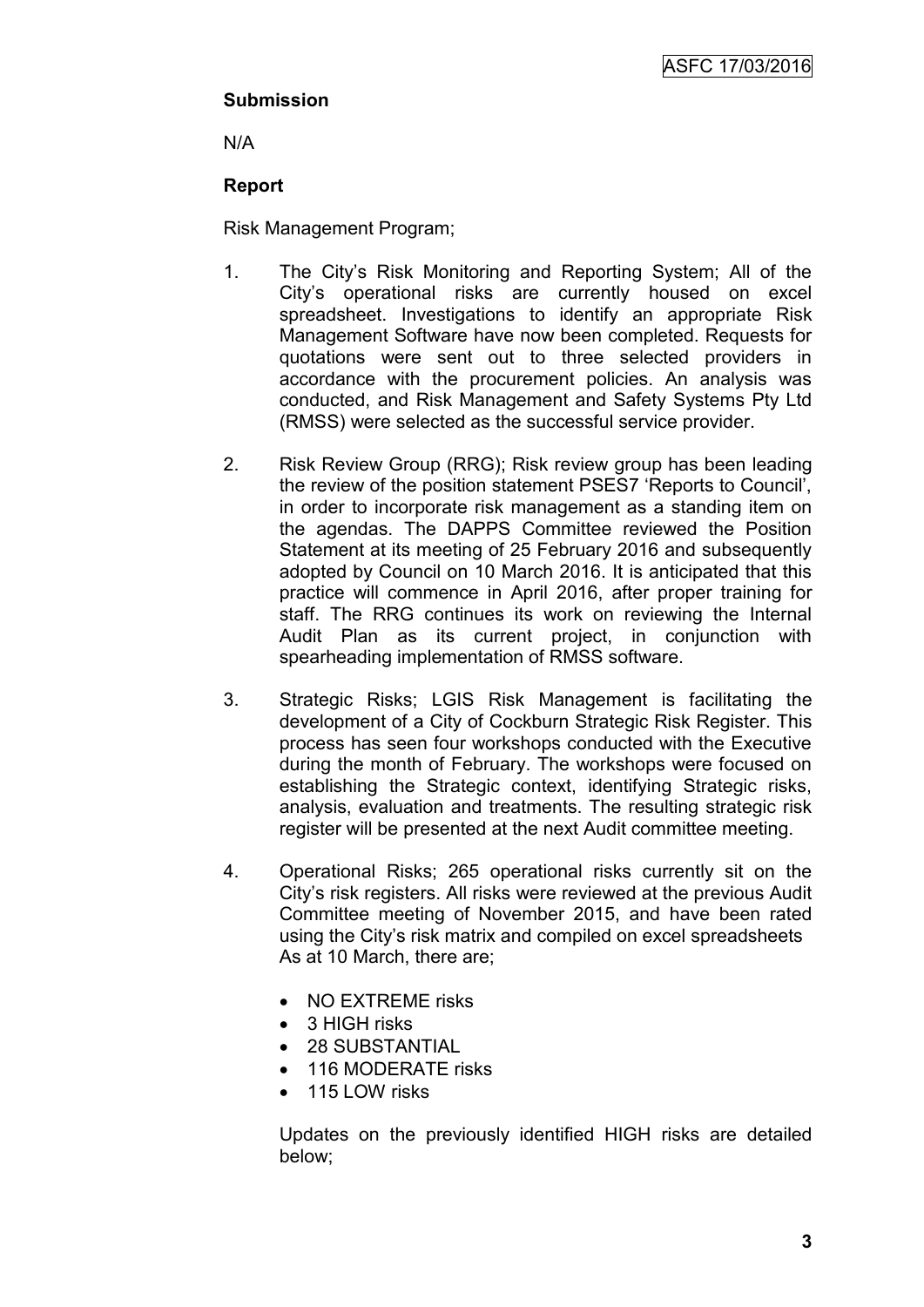**Submission**

N/A

**Report**

Risk Management Program;

1. The City's Risk Monitoring and Reporting System; All of the City's operational risks are currently housed on excel spreadsheet. Investigations to identify an appropriate Risk Management Software have now been completed. Requests for quotations were sent out to three selected providers in accordance with the procurement policies. An analysis was conducted, and Risk Management and Safety Systems Pty Ltd (RMSS) were selected as the successful service provider.

2. Risk Review Group (RRG); Risk review group has been leading the review of the position statement PSES7 'Reports to Council', in order to incorporate risk management as a standing item on the agendas. The DAPPS Committee reviewed the Position Statement at its meeting of 25 February 2016 and subsequently adopted by Council on 10 March 2016. It is anticipated that this practice will commence in April 2016, after proper training for staff. The RRG continues its work on reviewing the Internal Audit Plan as its current project, in conjunction with spearheading implementation of RMSS software.

3. Strategic Risks; LGIS Risk Management is facilitating the development of a City of Cockburn Strategic Risk Register. This process has seen four workshops conducted with the Executive during the month of February. The workshops were focused on establishing the Strategic context, identifying Strategic risks, analysis, evaluation and treatments. The resulting strategic risk register will be presented at the next Audit committee meeting.

4. Operational Risks; 265 operational risks currently sit on the City's risk registers. All risks were reviewed at the previous Audit Committee meeting of November 2015, and have been rated using the City's risk matrix and compiled on excel spreadsheets As at 10 March, there are;

   - NO EXTREME risks
   - 3 HIGH risks
   - 28 SUBSTANTIAL
   - 116 MODERATE risks
   - 115 LOW risks

   Updates on the previously identified HIGH risks are detailed below;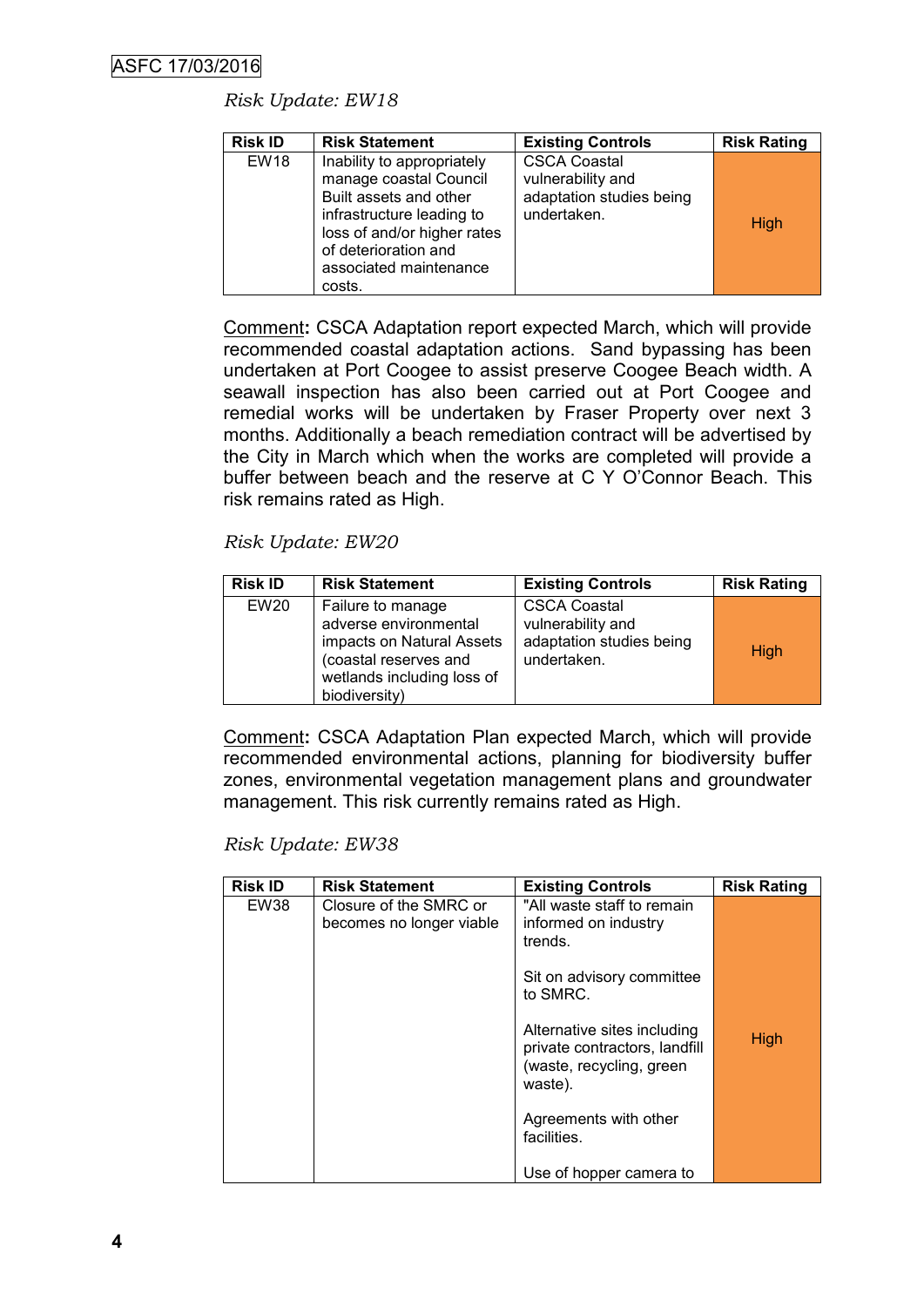*Risk Update: EW18*

| Risk ID | Risk Statement | Existing Controls | Risk Rating |
|---|---|---|---|
| EW18 | Inability to appropriately manage coastal Council Built assets and other infrastructure leading to loss of and/or higher rates of deterioration and associated maintenance costs. | CSCA Coastal vulnerability and adaptation studies being undertaken. | High |

Comment**:** CSCA Adaptation report expected March, which will provide recommended coastal adaptation actions. Sand bypassing has been undertaken at Port Coogee to assist preserve Coogee Beach width. A seawall inspection has also been carried out at Port Coogee and remedial works will be undertaken by Fraser Property over next 3 months. Additionally a beach remediation contract will be advertised by the City in March which when the works are completed will provide a buffer between beach and the reserve at C Y O'Connor Beach. This risk remains rated as High.

*Risk Update: EW20*

| Risk ID | Risk Statement | Existing Controls | Risk Rating |
|---|---|---|---|
| EW20 | Failure to manage adverse environmental impacts on Natural Assets (coastal reserves and wetlands including loss of biodiversity) | CSCA Coastal vulnerability and adaptation studies being undertaken. | High |

Comment**:** CSCA Adaptation Plan expected March, which will provide recommended environmental actions, planning for biodiversity buffer zones, environmental vegetation management plans and groundwater management. This risk currently remains rated as High.

*Risk Update: EW38*

| Risk ID | Risk Statement | Existing Controls | Risk Rating |
|---|---|---|---|
| EW38 | Closure of the SMRC or becomes no longer viable | "All waste staff to remain informed on industry trends.<br><br>Sit on advisory committee to SMRC.<br><br>Alternative sites including private contractors, landfill (waste, recycling, green waste).<br><br>Agreements with other facilities.<br><br>Use of hopper camera to | High |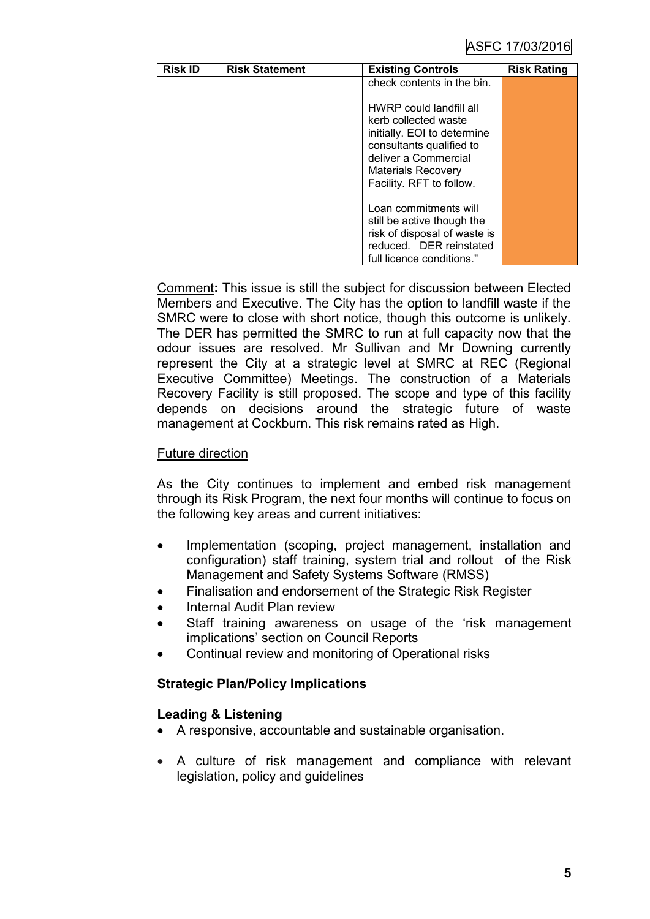| Risk ID | Risk Statement | Existing Controls | Risk Rating |
|---|---|---|---|
| | | check contents in the bin.<br><br>HWRP could landfill all kerb collected waste initially. EOI to determine consultants qualified to deliver a Commercial Materials Recovery Facility. RFT to follow.<br><br>Loan commitments will still be active though the risk of disposal of waste is reduced. DER reinstated full licence conditions." | |

Comment**:** This issue is still the subject for discussion between Elected Members and Executive. The City has the option to landfill waste if the SMRC were to close with short notice, though this outcome is unlikely. The DER has permitted the SMRC to run at full capacity now that the odour issues are resolved. Mr Sullivan and Mr Downing currently represent the City at a strategic level at SMRC at REC (Regional Executive Committee) Meetings. The construction of a Materials Recovery Facility is still proposed. The scope and type of this facility depends on decisions around the strategic future of waste management at Cockburn. This risk remains rated as High.

Future direction

As the City continues to implement and embed risk management through its Risk Program, the next four months will continue to focus on the following key areas and current initiatives:

- Implementation (scoping, project management, installation and configuration) staff training, system trial and rollout of the Risk Management and Safety Systems Software (RMSS)
- Finalisation and endorsement of the Strategic Risk Register
- Internal Audit Plan review
- Staff training awareness on usage of the 'risk management implications' section on Council Reports
- Continual review and monitoring of Operational risks

**Strategic Plan/Policy Implications**

**Leading & Listening**

- A responsive, accountable and sustainable organisation.
- A culture of risk management and compliance with relevant legislation, policy and guidelines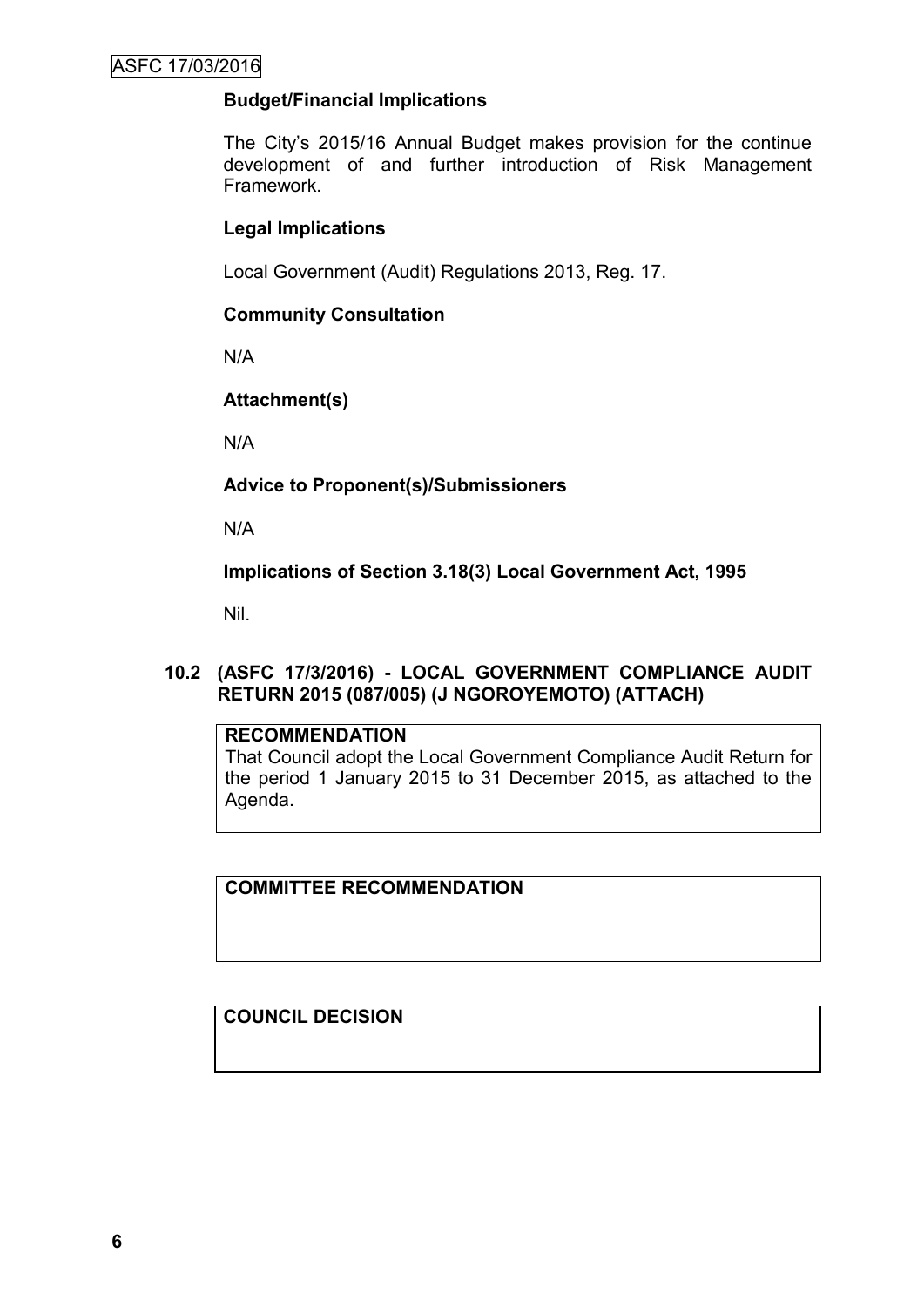### Budget/Financial Implications

The City's 2015/16 Annual Budget makes provision for the continue development of and further introduction of Risk Management Framework.

### Legal Implications

Local Government (Audit) Regulations 2013, Reg. 17.

### Community Consultation

N/A

### Attachment(s)

N/A

### Advice to Proponent(s)/Submissioners

N/A

### Implications of Section 3.18(3) Local Government Act, 1995

Nil.

## 10.2 (ASFC 17/3/2016) - LOCAL GOVERNMENT COMPLIANCE AUDIT RETURN 2015 (087/005) (J NGOROYEMOTO) (ATTACH)

**RECOMMENDATION**

That Council adopt the Local Government Compliance Audit Return for the period 1 January 2015 to 31 December 2015, as attached to the Agenda.

**COMMITTEE RECOMMENDATION**

**COUNCIL DECISION**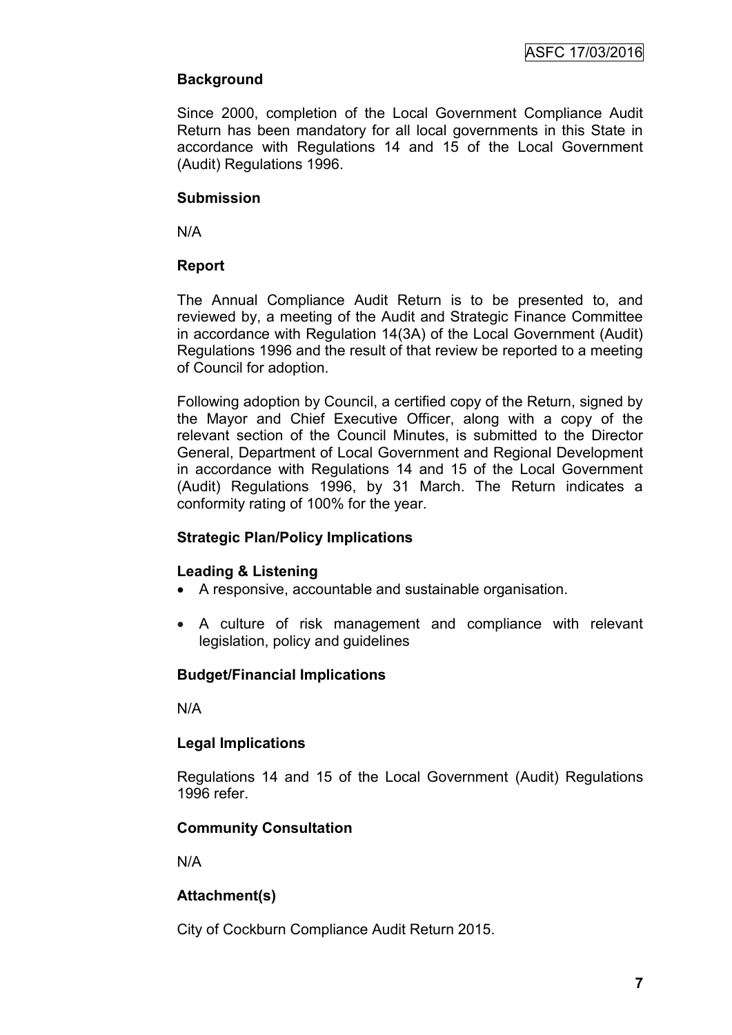### Background

Since 2000, completion of the Local Government Compliance Audit Return has been mandatory for all local governments in this State in accordance with Regulations 14 and 15 of the Local Government (Audit) Regulations 1996.

### Submission

N/A

### Report

The Annual Compliance Audit Return is to be presented to, and reviewed by, a meeting of the Audit and Strategic Finance Committee in accordance with Regulation 14(3A) of the Local Government (Audit) Regulations 1996 and the result of that review be reported to a meeting of Council for adoption.

Following adoption by Council, a certified copy of the Return, signed by the Mayor and Chief Executive Officer, along with a copy of the relevant section of the Council Minutes, is submitted to the Director General, Department of Local Government and Regional Development in accordance with Regulations 14 and 15 of the Local Government (Audit) Regulations 1996, by 31 March. The Return indicates a conformity rating of 100% for the year.

### Strategic Plan/Policy Implications

**Leading & Listening**

- A responsive, accountable and sustainable organisation.
- A culture of risk management and compliance with relevant legislation, policy and guidelines

### Budget/Financial Implications

N/A

### Legal Implications

Regulations 14 and 15 of the Local Government (Audit) Regulations 1996 refer.

### Community Consultation

N/A

### Attachment(s)

City of Cockburn Compliance Audit Return 2015.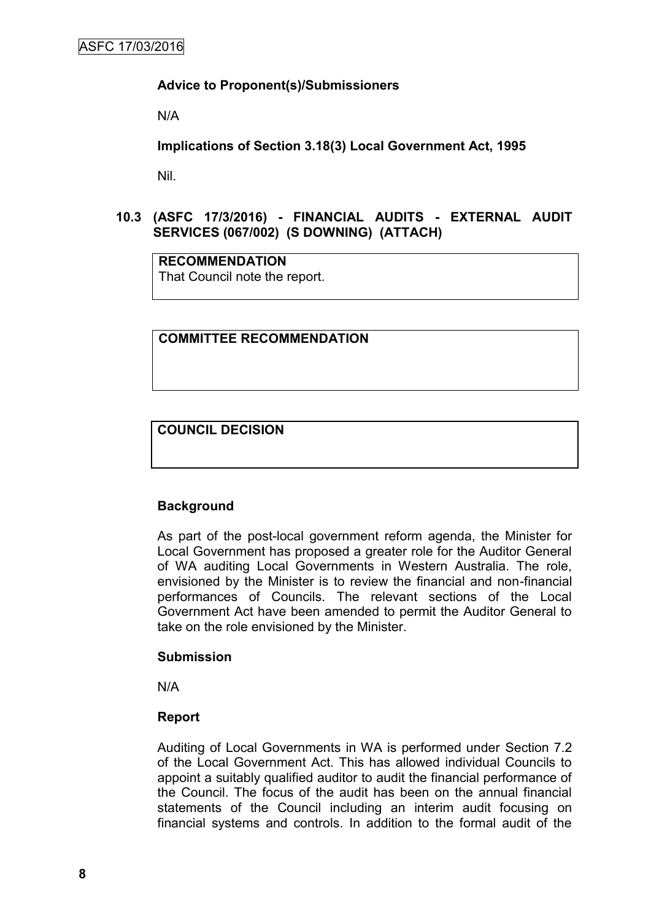**Advice to Proponent(s)/Submissioners**

N/A

**Implications of Section 3.18(3) Local Government Act, 1995**

Nil.

## 10.3 (ASFC 17/3/2016) - FINANCIAL AUDITS - EXTERNAL AUDIT SERVICES (067/002) (S DOWNING) (ATTACH)

| **RECOMMENDATION** |
| --- |
| That Council note the report. |

| **COMMITTEE RECOMMENDATION** |
| --- |
| |

| **COUNCIL DECISION** |
| --- |
| |

**Background**

As part of the post-local government reform agenda, the Minister for Local Government has proposed a greater role for the Auditor General of WA auditing Local Governments in Western Australia. The role, envisioned by the Minister is to review the financial and non-financial performances of Councils. The relevant sections of the Local Government Act have been amended to permit the Auditor General to take on the role envisioned by the Minister.

**Submission**

N/A

**Report**

Auditing of Local Governments in WA is performed under Section 7.2 of the Local Government Act. This has allowed individual Councils to appoint a suitably qualified auditor to audit the financial performance of the Council. The focus of the audit has been on the annual financial statements of the Council including an interim audit focusing on financial systems and controls. In addition to the formal audit of the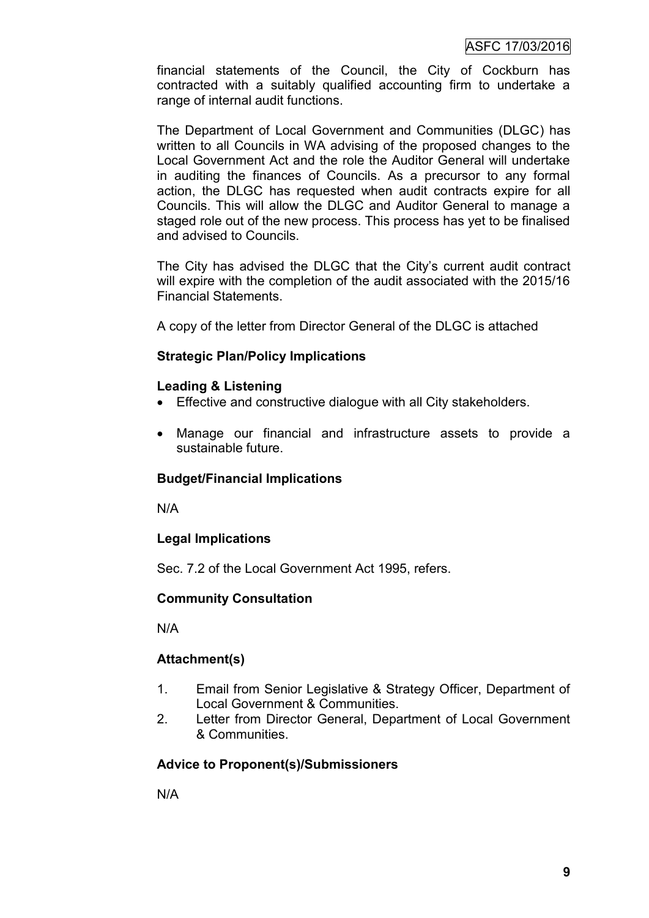financial statements of the Council, the City of Cockburn has contracted with a suitably qualified accounting firm to undertake a range of internal audit functions.

The Department of Local Government and Communities (DLGC) has written to all Councils in WA advising of the proposed changes to the Local Government Act and the role the Auditor General will undertake in auditing the finances of Councils. As a precursor to any formal action, the DLGC has requested when audit contracts expire for all Councils. This will allow the DLGC and Auditor General to manage a staged role out of the new process. This process has yet to be finalised and advised to Councils.

The City has advised the DLGC that the City's current audit contract will expire with the completion of the audit associated with the 2015/16 Financial Statements.

A copy of the letter from Director General of the DLGC is attached

**Strategic Plan/Policy Implications**

**Leading & Listening**

- Effective and constructive dialogue with all City stakeholders.
- Manage our financial and infrastructure assets to provide a sustainable future.

**Budget/Financial Implications**

N/A

**Legal Implications**

Sec. 7.2 of the Local Government Act 1995, refers.

**Community Consultation**

N/A

**Attachment(s)**

1. Email from Senior Legislative & Strategy Officer, Department of Local Government & Communities.
2. Letter from Director General, Department of Local Government & Communities.

**Advice to Proponent(s)/Submissioners**

N/A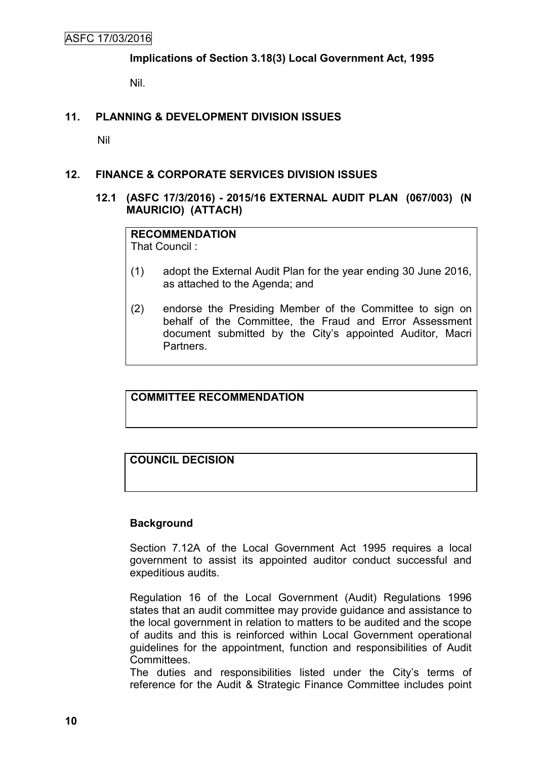**Implications of Section 3.18(3) Local Government Act, 1995**

Nil.

## 11. PLANNING & DEVELOPMENT DIVISION ISSUES

Nil

## 12. FINANCE & CORPORATE SERVICES DIVISION ISSUES

### 12.1 (ASFC 17/3/2016) - 2015/16 EXTERNAL AUDIT PLAN (067/003) (N MAURICIO) (ATTACH)

**RECOMMENDATION**

That Council :

(1) adopt the External Audit Plan for the year ending 30 June 2016, as attached to the Agenda; and

(2) endorse the Presiding Member of the Committee to sign on behalf of the Committee, the Fraud and Error Assessment document submitted by the City's appointed Auditor, Macri Partners.

**COMMITTEE RECOMMENDATION**

**COUNCIL DECISION**

**Background**

Section 7.12A of the Local Government Act 1995 requires a local government to assist its appointed auditor conduct successful and expeditious audits.

Regulation 16 of the Local Government (Audit) Regulations 1996 states that an audit committee may provide guidance and assistance to the local government in relation to matters to be audited and the scope of audits and this is reinforced within Local Government operational guidelines for the appointment, function and responsibilities of Audit Committees.

The duties and responsibilities listed under the City's terms of reference for the Audit & Strategic Finance Committee includes point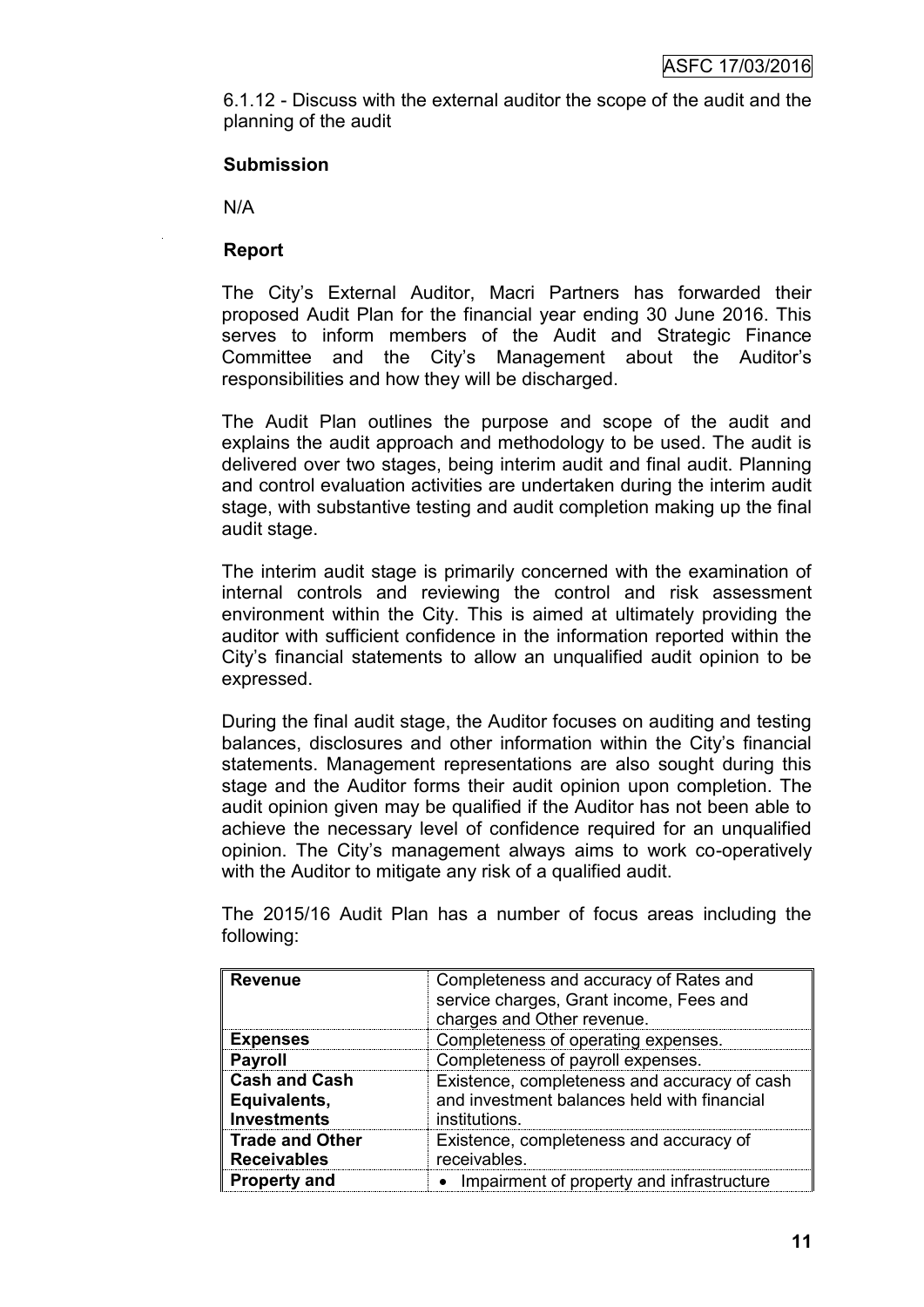6.1.12 - Discuss with the external auditor the scope of the audit and the planning of the audit

**Submission**

N/A

**Report**

The City's External Auditor, Macri Partners has forwarded their proposed Audit Plan for the financial year ending 30 June 2016. This serves to inform members of the Audit and Strategic Finance Committee and the City's Management about the Auditor's responsibilities and how they will be discharged.

The Audit Plan outlines the purpose and scope of the audit and explains the audit approach and methodology to be used. The audit is delivered over two stages, being interim audit and final audit. Planning and control evaluation activities are undertaken during the interim audit stage, with substantive testing and audit completion making up the final audit stage.

The interim audit stage is primarily concerned with the examination of internal controls and reviewing the control and risk assessment environment within the City. This is aimed at ultimately providing the auditor with sufficient confidence in the information reported within the City's financial statements to allow an unqualified audit opinion to be expressed.

During the final audit stage, the Auditor focuses on auditing and testing balances, disclosures and other information within the City's financial statements. Management representations are also sought during this stage and the Auditor forms their audit opinion upon completion. The audit opinion given may be qualified if the Auditor has not been able to achieve the necessary level of confidence required for an unqualified opinion. The City's management always aims to work co-operatively with the Auditor to mitigate any risk of a qualified audit.

The 2015/16 Audit Plan has a number of focus areas including the following:

| | |
|---|---|
| **Revenue** | Completeness and accuracy of Rates and service charges, Grant income, Fees and charges and Other revenue. |
| **Expenses** | Completeness of operating expenses. |
| **Payroll** | Completeness of payroll expenses. |
| **Cash and Cash Equivalents, Investments** | Existence, completeness and accuracy of cash and investment balances held with financial institutions. |
| **Trade and Other Receivables** | Existence, completeness and accuracy of receivables. |
| **Property and** | • Impairment of property and infrastructure |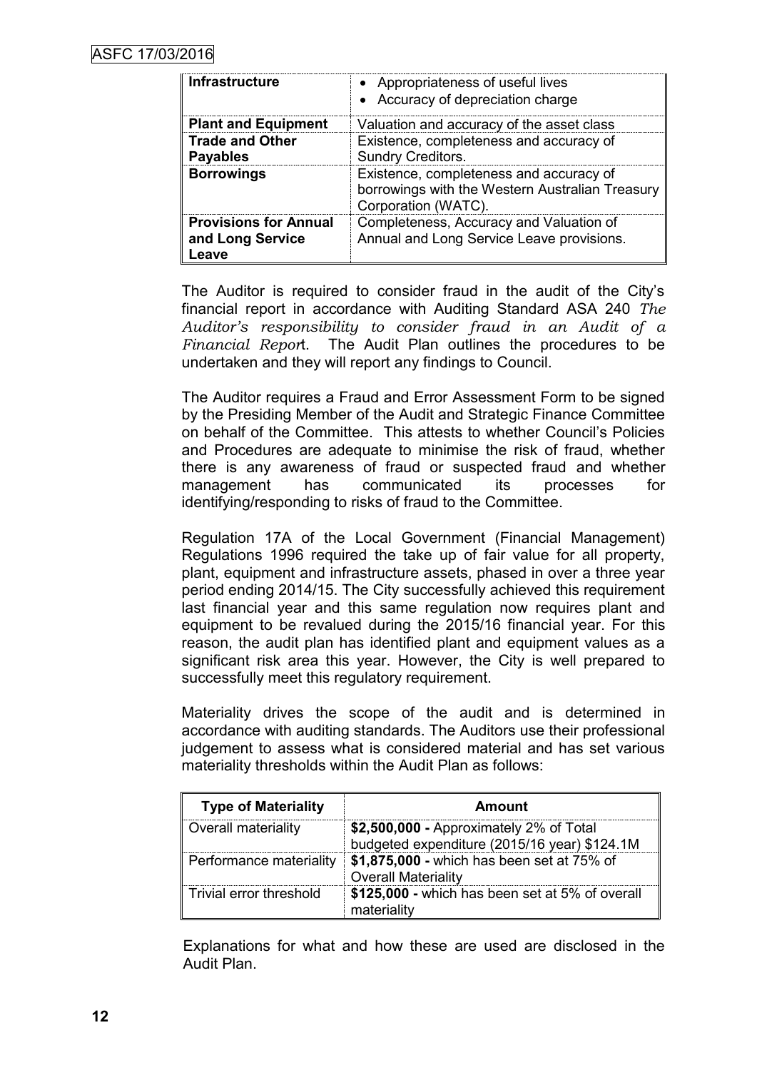| Infrastructure | • Appropriateness of useful lives<br>• Accuracy of depreciation charge |
|---|---|
| **Plant and Equipment** | Valuation and accuracy of the asset class |
| **Trade and Other Payables** | Existence, completeness and accuracy of Sundry Creditors. |
| **Borrowings** | Existence, completeness and accuracy of borrowings with the Western Australian Treasury Corporation (WATC). |
| **Provisions for Annual and Long Service Leave** | Completeness, Accuracy and Valuation of Annual and Long Service Leave provisions. |

The Auditor is required to consider fraud in the audit of the City's financial report in accordance with Auditing Standard ASA 240 *The Auditor's responsibility to consider fraud in an Audit of a Financial Report*. The Audit Plan outlines the procedures to be undertaken and they will report any findings to Council.

The Auditor requires a Fraud and Error Assessment Form to be signed by the Presiding Member of the Audit and Strategic Finance Committee on behalf of the Committee. This attests to whether Council's Policies and Procedures are adequate to minimise the risk of fraud, whether there is any awareness of fraud or suspected fraud and whether management has communicated its processes for identifying/responding to risks of fraud to the Committee.

Regulation 17A of the Local Government (Financial Management) Regulations 1996 required the take up of fair value for all property, plant, equipment and infrastructure assets, phased in over a three year period ending 2014/15. The City successfully achieved this requirement last financial year and this same regulation now requires plant and equipment to be revalued during the 2015/16 financial year. For this reason, the audit plan has identified plant and equipment values as a significant risk area this year. However, the City is well prepared to successfully meet this regulatory requirement.

Materiality drives the scope of the audit and is determined in accordance with auditing standards. The Auditors use their professional judgement to assess what is considered material and has set various materiality thresholds within the Audit Plan as follows:

| Type of Materiality | Amount |
|---|---|
| Overall materiality | **$2,500,000 -** Approximately 2% of Total budgeted expenditure (2015/16 year) $124.1M |
| Performance materiality | **$1,875,000 -** which has been set at 75% of Overall Materiality |
| Trivial error threshold | **$125,000 -** which has been set at 5% of overall materiality |

Explanations for what and how these are used are disclosed in the Audit Plan.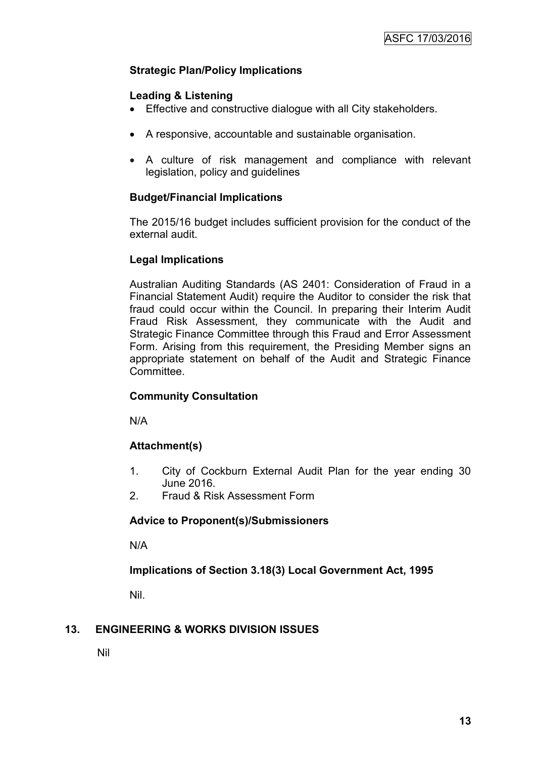**Strategic Plan/Policy Implications**

**Leading & Listening**

- Effective and constructive dialogue with all City stakeholders.
- A responsive, accountable and sustainable organisation.
- A culture of risk management and compliance with relevant legislation, policy and guidelines

**Budget/Financial Implications**

The 2015/16 budget includes sufficient provision for the conduct of the external audit.

**Legal Implications**

Australian Auditing Standards (AS 2401: Consideration of Fraud in a Financial Statement Audit) require the Auditor to consider the risk that fraud could occur within the Council. In preparing their Interim Audit Fraud Risk Assessment, they communicate with the Audit and Strategic Finance Committee through this Fraud and Error Assessment Form. Arising from this requirement, the Presiding Member signs an appropriate statement on behalf of the Audit and Strategic Finance Committee.

**Community Consultation**

N/A

**Attachment(s)**

1. City of Cockburn External Audit Plan for the year ending 30 June 2016.
2. Fraud & Risk Assessment Form

**Advice to Proponent(s)/Submissioners**

N/A

**Implications of Section 3.18(3) Local Government Act, 1995**

Nil.

## 13. ENGINEERING & WORKS DIVISION ISSUES

Nil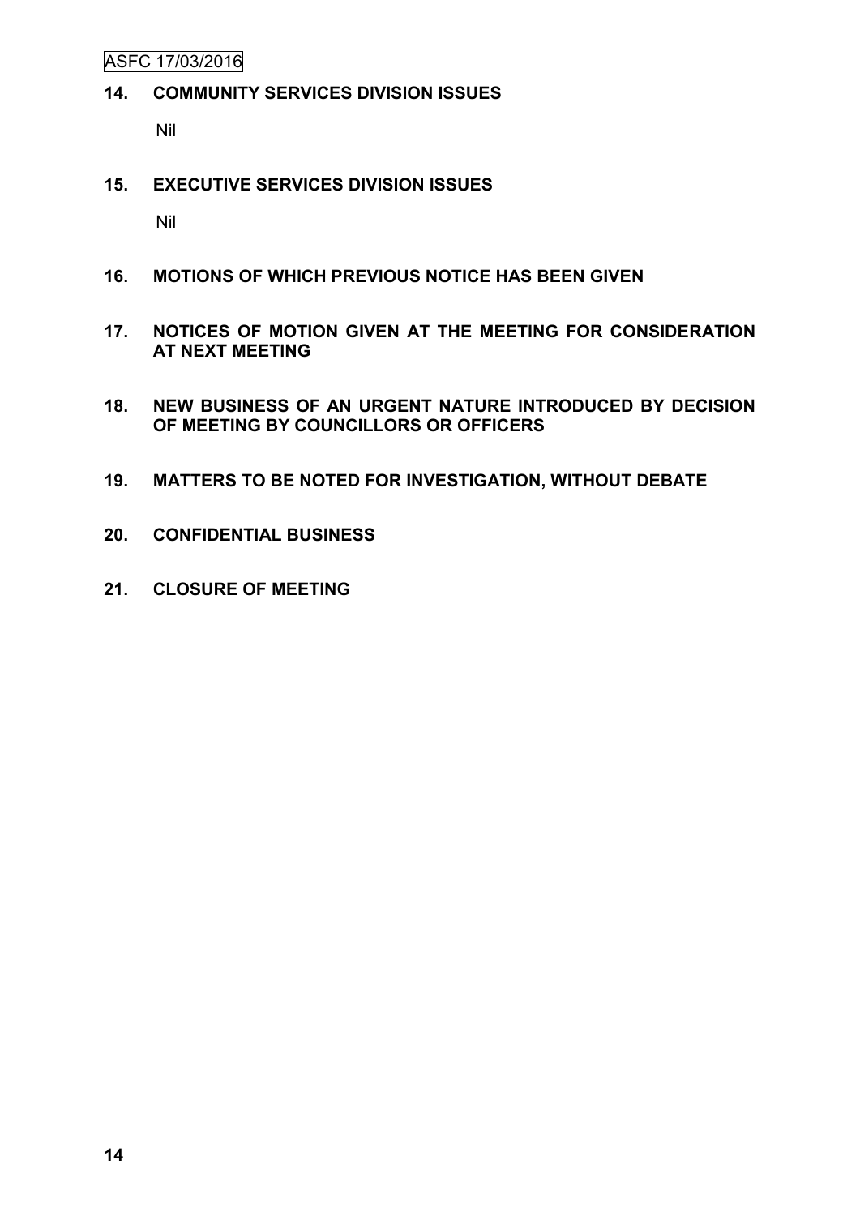## 14. COMMUNITY SERVICES DIVISION ISSUES

Nil

## 15. EXECUTIVE SERVICES DIVISION ISSUES

Nil

## 16. MOTIONS OF WHICH PREVIOUS NOTICE HAS BEEN GIVEN

## 17. NOTICES OF MOTION GIVEN AT THE MEETING FOR CONSIDERATION AT NEXT MEETING

## 18. NEW BUSINESS OF AN URGENT NATURE INTRODUCED BY DECISION OF MEETING BY COUNCILLORS OR OFFICERS

## 19. MATTERS TO BE NOTED FOR INVESTIGATION, WITHOUT DEBATE

## 20. CONFIDENTIAL BUSINESS

## 21. CLOSURE OF MEETING